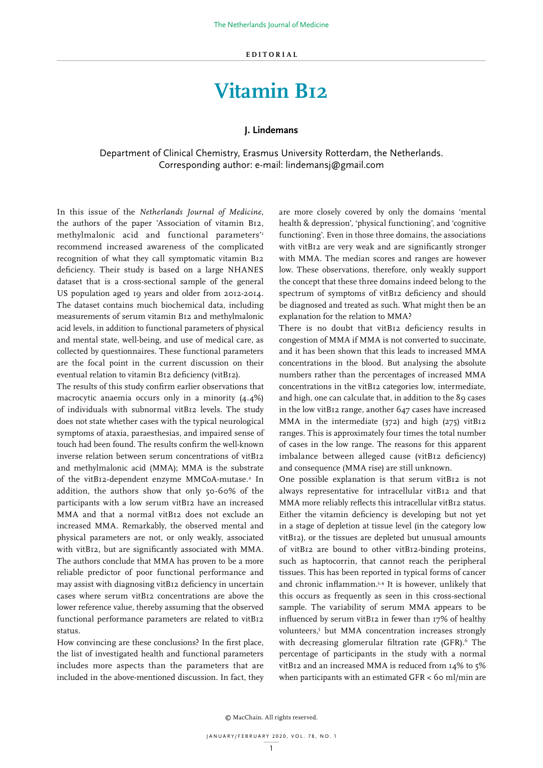EDITORIAL

# Vitamin B12

**J. Lindemans**

Department of Clinical Chemistry, Erasmus University Rotterdam, the Netherlands.
Corresponding author: e-mail: lindemansj@gmail.com

In this issue of the *Netherlands Journal of Medicine*, the authors of the paper 'Association of vitamin B12, methylmalonic acid and functional parameters'[1] recommend increased awareness of the complicated recognition of what they call symptomatic vitamin B12 deficiency. Their study is based on a large NHANES dataset that is a cross-sectional sample of the general US population aged 19 years and older from 2012-2014. The dataset contains much biochemical data, including measurements of serum vitamin B12 and methylmalonic acid levels, in addition to functional parameters of physical and mental state, well-being, and use of medical care, as collected by questionnaires. These functional parameters are the focal point in the current discussion on their eventual relation to vitamin B12 deficiency (vitB12).

The results of this study confirm earlier observations that macrocytic anaemia occurs only in a minority (4.4%) of individuals with subnormal vitB12 levels. The study does not state whether cases with the typical neurological symptoms of ataxia, paraesthesias, and impaired sense of touch had been found. The results confirm the well-known inverse relation between serum concentrations of vitB12 and methylmalonic acid (MMA); MMA is the substrate of the vitB12-dependent enzyme MMCoA-mutase.[2] In addition, the authors show that only 50-60% of the participants with a low serum vitB12 have an increased MMA and that a normal vitB12 does not exclude an increased MMA. Remarkably, the observed mental and physical parameters are not, or only weakly, associated with vitB12, but are significantly associated with MMA. The authors conclude that MMA has proven to be a more reliable predictor of poor functional performance and may assist with diagnosing vitB12 deficiency in uncertain cases where serum vitB12 concentrations are above the lower reference value, thereby assuming that the observed functional performance parameters are related to vitB12 status.

How convincing are these conclusions? In the first place, the list of investigated health and functional parameters includes more aspects than the parameters that are included in the above-mentioned discussion. In fact, they are more closely covered by only the domains 'mental health & depression', 'physical functioning', and 'cognitive functioning'. Even in those three domains, the associations with vitB12 are very weak and are significantly stronger with MMA. The median scores and ranges are however low. These observations, therefore, only weakly support the concept that these three domains indeed belong to the spectrum of symptoms of vitB12 deficiency and should be diagnosed and treated as such. What might then be an explanation for the relation to MMA?

There is no doubt that vitB12 deficiency results in congestion of MMA if MMA is not converted to succinate, and it has been shown that this leads to increased MMA concentrations in the blood. But analysing the absolute numbers rather than the percentages of increased MMA concentrations in the vitB12 categories low, intermediate, and high, one can calculate that, in addition to the 89 cases in the low vitB12 range, another 647 cases have increased MMA in the intermediate (372) and high (275) vitB12 ranges. This is approximately four times the total number of cases in the low range. The reasons for this apparent imbalance between alleged cause (vitB12 deficiency) and consequence (MMA rise) are still unknown.

One possible explanation is that serum vitB12 is not always representative for intracellular vitB12 and that MMA more reliably reflects this intracellular vitB12 status. Either the vitamin deficiency is developing but not yet in a stage of depletion at tissue level (in the category low vitB12), or the tissues are depleted but unusual amounts of vitB12 are bound to other vitB12-binding proteins, such as haptocorrin, that cannot reach the peripheral tissues. This has been reported in typical forms of cancer and chronic inflammation.[3,4] It is however, unlikely that this occurs as frequently as seen in this cross-sectional sample. The variability of serum MMA appears to be influenced by serum vitB12 in fewer than 17% of healthy volunteers,[5] but MMA concentration increases strongly with decreasing glomerular filtration rate (GFR).[6] The percentage of participants in the study with a normal vitB12 and an increased MMA is reduced from 14% to 5% when participants with an estimated GFR < 60 ml/min are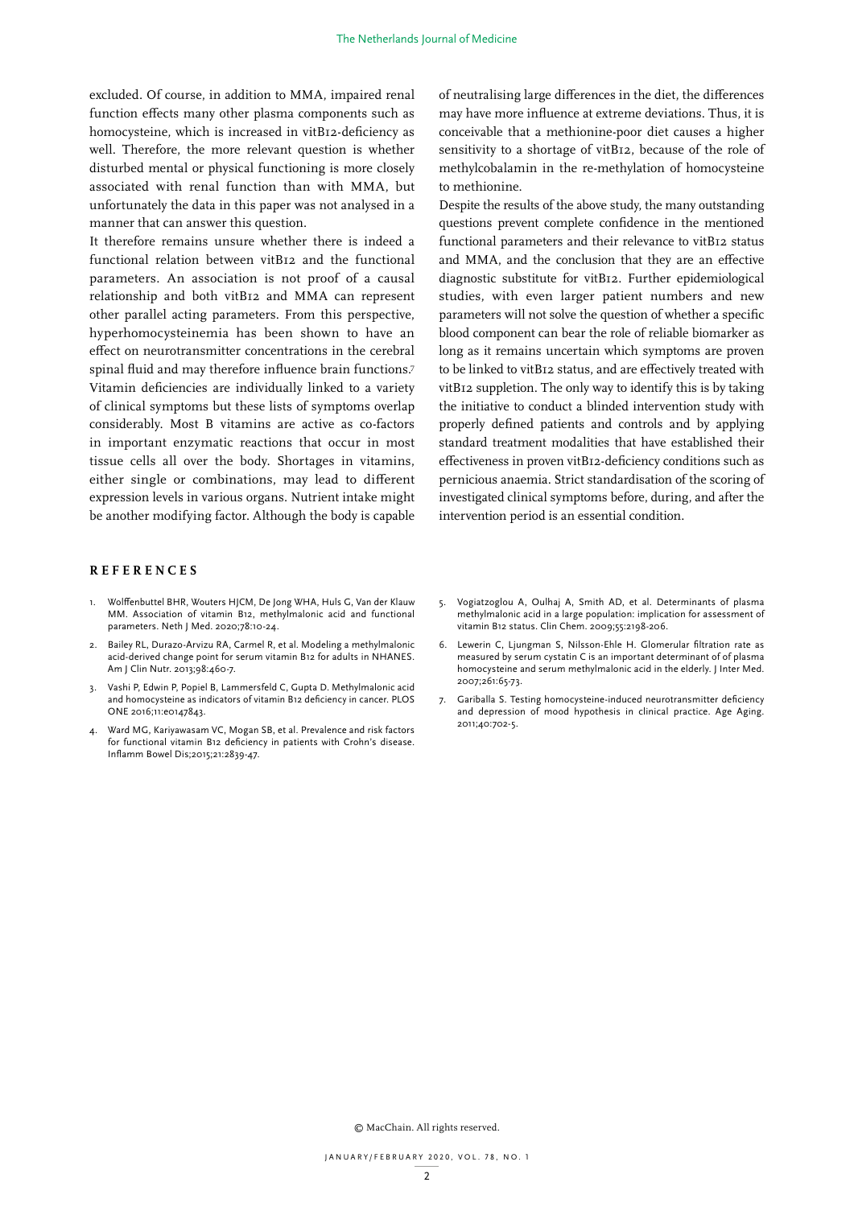excluded. Of course, in addition to MMA, impaired renal function effects many other plasma components such as homocysteine, which is increased in vitB12-deficiency as well. Therefore, the more relevant question is whether disturbed mental or physical functioning is more closely associated with renal function than with MMA, but unfortunately the data in this paper was not analysed in a manner that can answer this question.

It therefore remains unsure whether there is indeed a functional relation between vitB12 and the functional parameters. An association is not proof of a causal relationship and both vitB12 and MMA can represent other parallel acting parameters. From this perspective, hyperhomocysteinemia has been shown to have an effect on neurotransmitter concentrations in the cerebral spinal fluid and may therefore influence brain functions.[7] Vitamin deficiencies are individually linked to a variety of clinical symptoms but these lists of symptoms overlap considerably. Most B vitamins are active as co-factors in important enzymatic reactions that occur in most tissue cells all over the body. Shortages in vitamins, either single or combinations, may lead to different expression levels in various organs. Nutrient intake might be another modifying factor. Although the body is capable of neutralising large differences in the diet, the differences may have more influence at extreme deviations. Thus, it is conceivable that a methionine-poor diet causes a higher sensitivity to a shortage of vitB12, because of the role of methylcobalamin in the re-methylation of homocysteine to methionine.

Despite the results of the above study, the many outstanding questions prevent complete confidence in the mentioned functional parameters and their relevance to vitB12 status and MMA, and the conclusion that they are an effective diagnostic substitute for vitB12. Further epidemiological studies, with even larger patient numbers and new parameters will not solve the question of whether a specific blood component can bear the role of reliable biomarker as long as it remains uncertain which symptoms are proven to be linked to vitB12 status, and are effectively treated with vitB12 suppletion. The only way to identify this is by taking the initiative to conduct a blinded intervention study with properly defined patients and controls and by applying standard treatment modalities that have established their effectiveness in proven vitB12-deficiency conditions such as pernicious anaemia. Strict standardisation of the scoring of investigated clinical symptoms before, during, and after the intervention period is an essential condition.

## REFERENCES

1. Wolffenbuttel BHR, Wouters HJCM, De Jong WHA, Huls G, Van der Klauw MM. Association of vitamin B12, methylmalonic acid and functional parameters. Neth J Med. 2020;78:10-24.
2. Bailey RL, Durazo-Arvizu RA, Carmel R, et al. Modeling a methylmalonic acid-derived change point for serum vitamin B12 for adults in NHANES. Am J Clin Nutr. 2013;98:460-7.
3. Vashi P, Edwin P, Popiel B, Lammersfeld C, Gupta D. Methylmalonic acid and homocysteine as indicators of vitamin B12 deficiency in cancer. PLOS ONE 2016;11:e0147843.
4. Ward MG, Kariyawasam VC, Mogan SB, et al. Prevalence and risk factors for functional vitamin B12 deficiency in patients with Crohn's disease. Inflamm Bowel Dis;2015;21:2839-47.
5. Vogiatzoglou A, Oulhaj A, Smith AD, et al. Determinants of plasma methylmalonic acid in a large population: implication for assessment of vitamin B12 status. Clin Chem. 2009;55:2198-206.
6. Lewerin C, Ljungman S, Nilsson-Ehle H. Glomerular filtration rate as measured by serum cystatin C is an important determinant of of plasma homocysteine and serum methylmalonic acid in the elderly. J Inter Med. 2007;261:65-73.
7. Gariballa S. Testing homocysteine-induced neurotransmitter deficiency and depression of mood hypothesis in clinical practice. Age Aging. 2011;40:702-5.

© MacChain. All rights reserved.